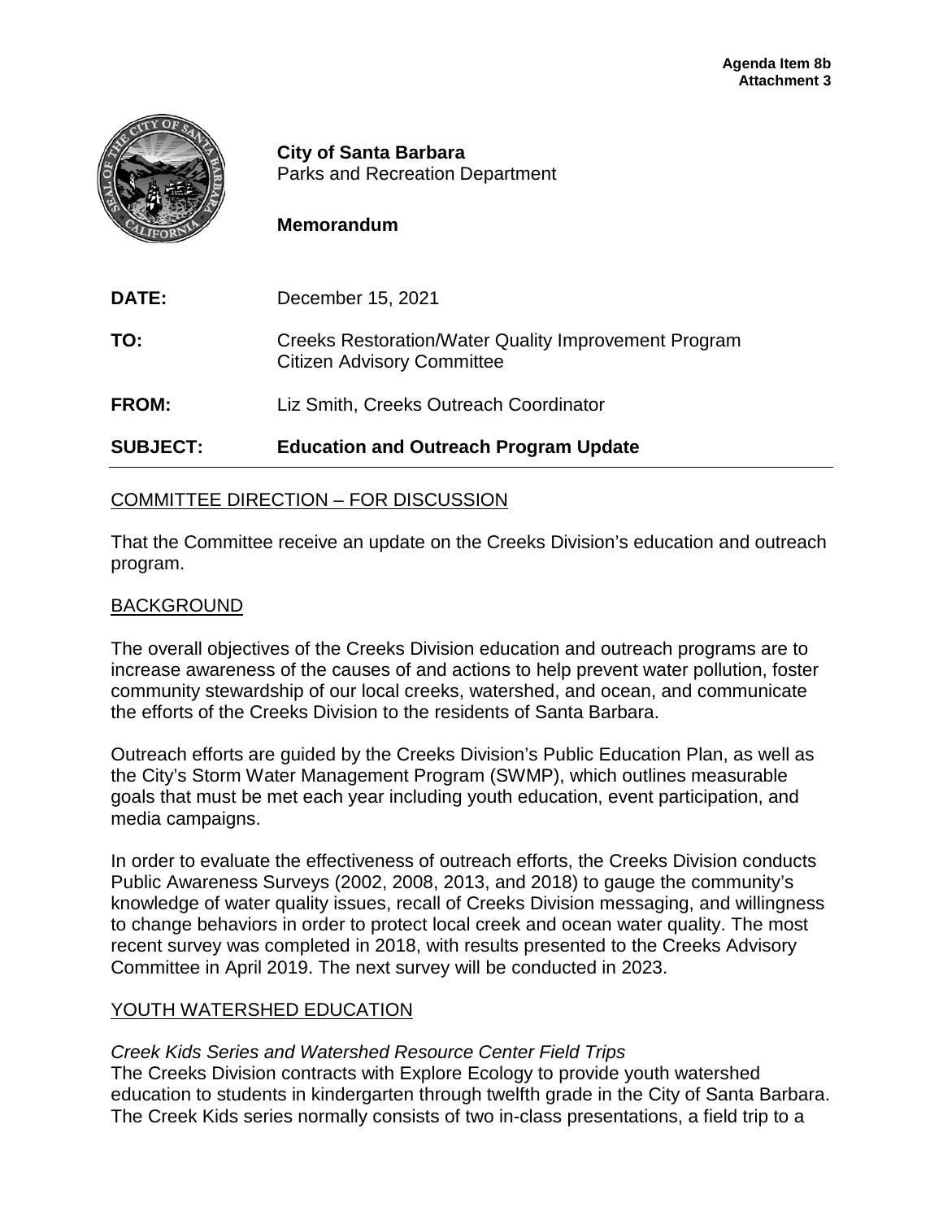**Agenda Item 8b**
**Attachment 3**

**City of Santa Barbara**
Parks and Recreation Department

**Memorandum**

**DATE:** December 15, 2021

**TO:** Creeks Restoration/Water Quality Improvement Program Citizen Advisory Committee

**FROM:** Liz Smith, Creeks Outreach Coordinator

**SUBJECT: Education and Outreach Program Update**

## COMMITTEE DIRECTION – FOR DISCUSSION

That the Committee receive an update on the Creeks Division's education and outreach program.

## BACKGROUND

The overall objectives of the Creeks Division education and outreach programs are to increase awareness of the causes of and actions to help prevent water pollution, foster community stewardship of our local creeks, watershed, and ocean, and communicate the efforts of the Creeks Division to the residents of Santa Barbara.

Outreach efforts are guided by the Creeks Division's Public Education Plan, as well as the City's Storm Water Management Program (SWMP), which outlines measurable goals that must be met each year including youth education, event participation, and media campaigns.

In order to evaluate the effectiveness of outreach efforts, the Creeks Division conducts Public Awareness Surveys (2002, 2008, 2013, and 2018) to gauge the community's knowledge of water quality issues, recall of Creeks Division messaging, and willingness to change behaviors in order to protect local creek and ocean water quality. The most recent survey was completed in 2018, with results presented to the Creeks Advisory Committee in April 2019. The next survey will be conducted in 2023.

## YOUTH WATERSHED EDUCATION

*Creek Kids Series and Watershed Resource Center Field Trips*

The Creeks Division contracts with Explore Ecology to provide youth watershed education to students in kindergarten through twelfth grade in the City of Santa Barbara. The Creek Kids series normally consists of two in-class presentations, a field trip to a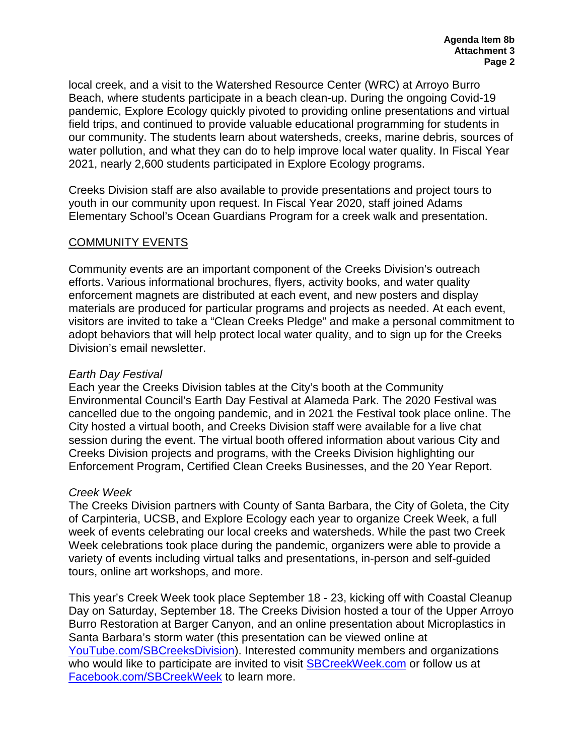local creek, and a visit to the Watershed Resource Center (WRC) at Arroyo Burro Beach, where students participate in a beach clean-up. During the ongoing Covid-19 pandemic, Explore Ecology quickly pivoted to providing online presentations and virtual field trips, and continued to provide valuable educational programming for students in our community. The students learn about watersheds, creeks, marine debris, sources of water pollution, and what they can do to help improve local water quality. In Fiscal Year 2021, nearly 2,600 students participated in Explore Ecology programs.

Creeks Division staff are also available to provide presentations and project tours to youth in our community upon request. In Fiscal Year 2020, staff joined Adams Elementary School's Ocean Guardians Program for a creek walk and presentation.

## COMMUNITY EVENTS

Community events are an important component of the Creeks Division's outreach efforts. Various informational brochures, flyers, activity books, and water quality enforcement magnets are distributed at each event, and new posters and display materials are produced for particular programs and projects as needed. At each event, visitors are invited to take a "Clean Creeks Pledge" and make a personal commitment to adopt behaviors that will help protect local water quality, and to sign up for the Creeks Division's email newsletter.

### *Earth Day Festival*

Each year the Creeks Division tables at the City's booth at the Community Environmental Council's Earth Day Festival at Alameda Park. The 2020 Festival was cancelled due to the ongoing pandemic, and in 2021 the Festival took place online. The City hosted a virtual booth, and Creeks Division staff were available for a live chat session during the event. The virtual booth offered information about various City and Creeks Division projects and programs, with the Creeks Division highlighting our Enforcement Program, Certified Clean Creeks Businesses, and the 20 Year Report.

### *Creek Week*

The Creeks Division partners with County of Santa Barbara, the City of Goleta, the City of Carpinteria, UCSB, and Explore Ecology each year to organize Creek Week, a full week of events celebrating our local creeks and watersheds. While the past two Creek Week celebrations took place during the pandemic, organizers were able to provide a variety of events including virtual talks and presentations, in-person and self-guided tours, online art workshops, and more.

This year's Creek Week took place September 18 - 23, kicking off with Coastal Cleanup Day on Saturday, September 18. The Creeks Division hosted a tour of the Upper Arroyo Burro Restoration at Barger Canyon, and an online presentation about Microplastics in Santa Barbara's storm water (this presentation can be viewed online at YouTube.com/SBCreeksDivision). Interested community members and organizations who would like to participate are invited to visit SBCreekWeek.com or follow us at Facebook.com/SBCreekWeek to learn more.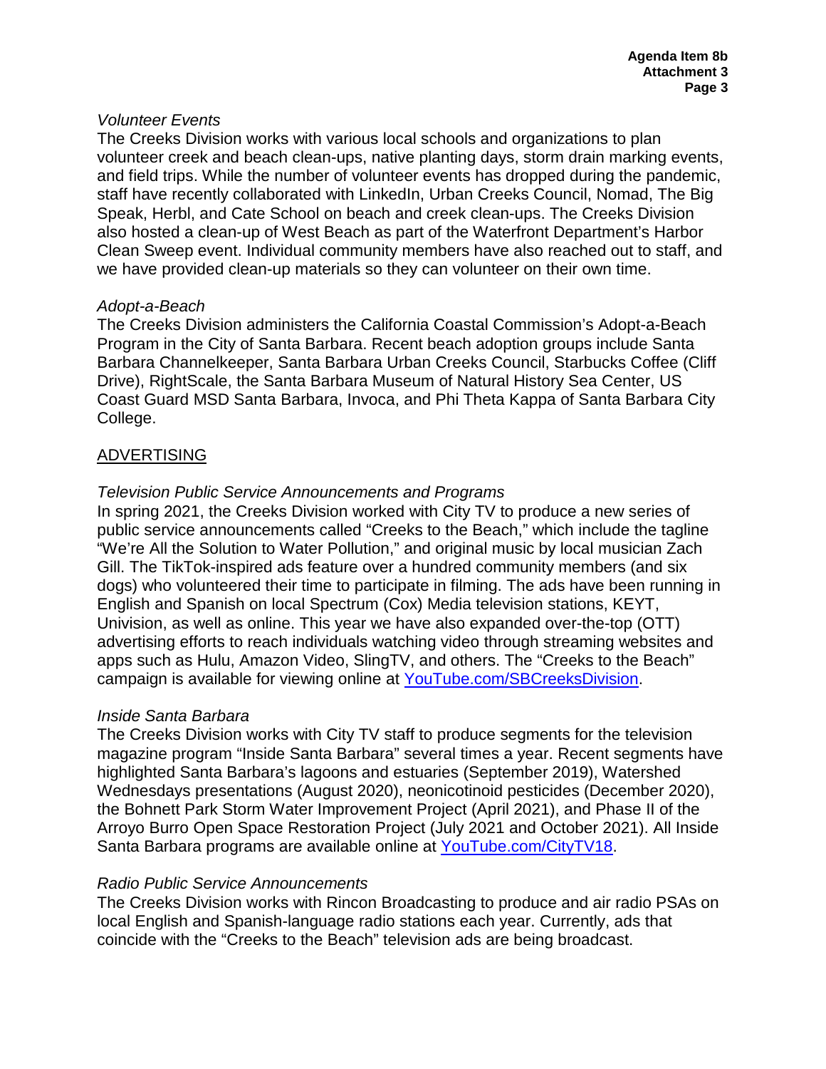*Volunteer Events*

The Creeks Division works with various local schools and organizations to plan volunteer creek and beach clean-ups, native planting days, storm drain marking events, and field trips. While the number of volunteer events has dropped during the pandemic, staff have recently collaborated with LinkedIn, Urban Creeks Council, Nomad, The Big Speak, Herbl, and Cate School on beach and creek clean-ups. The Creeks Division also hosted a clean-up of West Beach as part of the Waterfront Department's Harbor Clean Sweep event. Individual community members have also reached out to staff, and we have provided clean-up materials so they can volunteer on their own time.

*Adopt-a-Beach*

The Creeks Division administers the California Coastal Commission's Adopt-a-Beach Program in the City of Santa Barbara. Recent beach adoption groups include Santa Barbara Channelkeeper, Santa Barbara Urban Creeks Council, Starbucks Coffee (Cliff Drive), RightScale, the Santa Barbara Museum of Natural History Sea Center, US Coast Guard MSD Santa Barbara, Invoca, and Phi Theta Kappa of Santa Barbara City College.

## ADVERTISING

*Television Public Service Announcements and Programs*

In spring 2021, the Creeks Division worked with City TV to produce a new series of public service announcements called "Creeks to the Beach," which include the tagline "We're All the Solution to Water Pollution," and original music by local musician Zach Gill. The TikTok-inspired ads feature over a hundred community members (and six dogs) who volunteered their time to participate in filming. The ads have been running in English and Spanish on local Spectrum (Cox) Media television stations, KEYT, Univision, as well as online. This year we have also expanded over-the-top (OTT) advertising efforts to reach individuals watching video through streaming websites and apps such as Hulu, Amazon Video, SlingTV, and others. The "Creeks to the Beach" campaign is available for viewing online at [YouTube.com/SBCreeksDivision](https://YouTube.com/SBCreeksDivision).

*Inside Santa Barbara*

The Creeks Division works with City TV staff to produce segments for the television magazine program "Inside Santa Barbara" several times a year. Recent segments have highlighted Santa Barbara's lagoons and estuaries (September 2019), Watershed Wednesdays presentations (August 2020), neonicotinoid pesticides (December 2020), the Bohnett Park Storm Water Improvement Project (April 2021), and Phase II of the Arroyo Burro Open Space Restoration Project (July 2021 and October 2021). All Inside Santa Barbara programs are available online at [YouTube.com/CityTV18](https://YouTube.com/CityTV18).

*Radio Public Service Announcements*

The Creeks Division works with Rincon Broadcasting to produce and air radio PSAs on local English and Spanish-language radio stations each year. Currently, ads that coincide with the "Creeks to the Beach" television ads are being broadcast.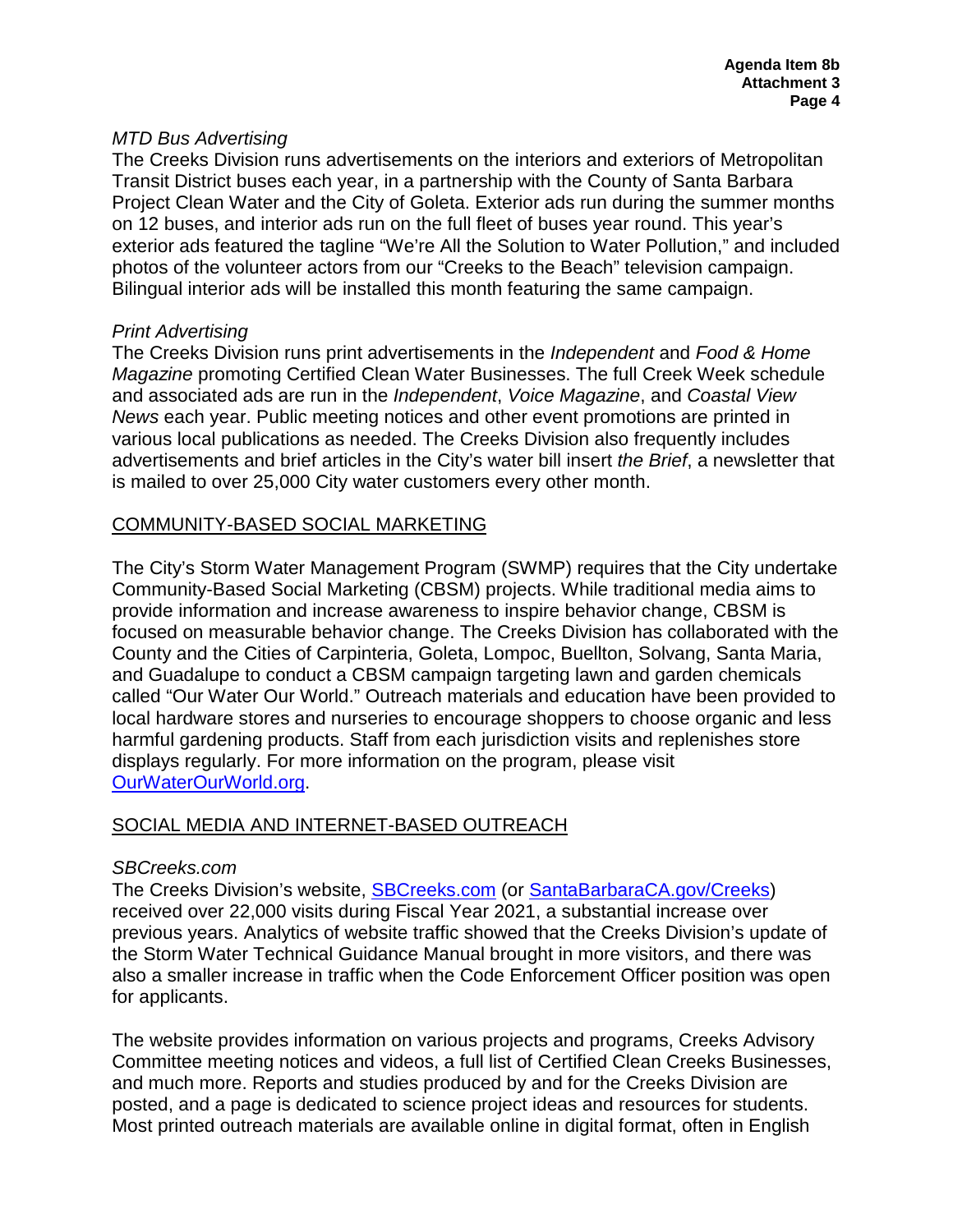*MTD Bus Advertising*

The Creeks Division runs advertisements on the interiors and exteriors of Metropolitan Transit District buses each year, in a partnership with the County of Santa Barbara Project Clean Water and the City of Goleta. Exterior ads run during the summer months on 12 buses, and interior ads run on the full fleet of buses year round. This year's exterior ads featured the tagline "We're All the Solution to Water Pollution," and included photos of the volunteer actors from our "Creeks to the Beach" television campaign. Bilingual interior ads will be installed this month featuring the same campaign.

*Print Advertising*

The Creeks Division runs print advertisements in the *Independent* and *Food & Home Magazine* promoting Certified Clean Water Businesses. The full Creek Week schedule and associated ads are run in the *Independent*, *Voice Magazine*, and *Coastal View News* each year. Public meeting notices and other event promotions are printed in various local publications as needed. The Creeks Division also frequently includes advertisements and brief articles in the City's water bill insert *the Brief*, a newsletter that is mailed to over 25,000 City water customers every other month.

## COMMUNITY-BASED SOCIAL MARKETING

The City's Storm Water Management Program (SWMP) requires that the City undertake Community-Based Social Marketing (CBSM) projects. While traditional media aims to provide information and increase awareness to inspire behavior change, CBSM is focused on measurable behavior change. The Creeks Division has collaborated with the County and the Cities of Carpinteria, Goleta, Lompoc, Buellton, Solvang, Santa Maria, and Guadalupe to conduct a CBSM campaign targeting lawn and garden chemicals called "Our Water Our World." Outreach materials and education have been provided to local hardware stores and nurseries to encourage shoppers to choose organic and less harmful gardening products. Staff from each jurisdiction visits and replenishes store displays regularly. For more information on the program, please visit [OurWaterOurWorld.org](OurWaterOurWorld.org).

## SOCIAL MEDIA AND INTERNET-BASED OUTREACH

*SBCreeks.com*

The Creeks Division's website, [SBCreeks.com](SBCreeks.com) (or [SantaBarbaraCA.gov/Creeks](SantaBarbaraCA.gov/Creeks)) received over 22,000 visits during Fiscal Year 2021, a substantial increase over previous years. Analytics of website traffic showed that the Creeks Division's update of the Storm Water Technical Guidance Manual brought in more visitors, and there was also a smaller increase in traffic when the Code Enforcement Officer position was open for applicants.

The website provides information on various projects and programs, Creeks Advisory Committee meeting notices and videos, a full list of Certified Clean Creeks Businesses, and much more. Reports and studies produced by and for the Creeks Division are posted, and a page is dedicated to science project ideas and resources for students. Most printed outreach materials are available online in digital format, often in English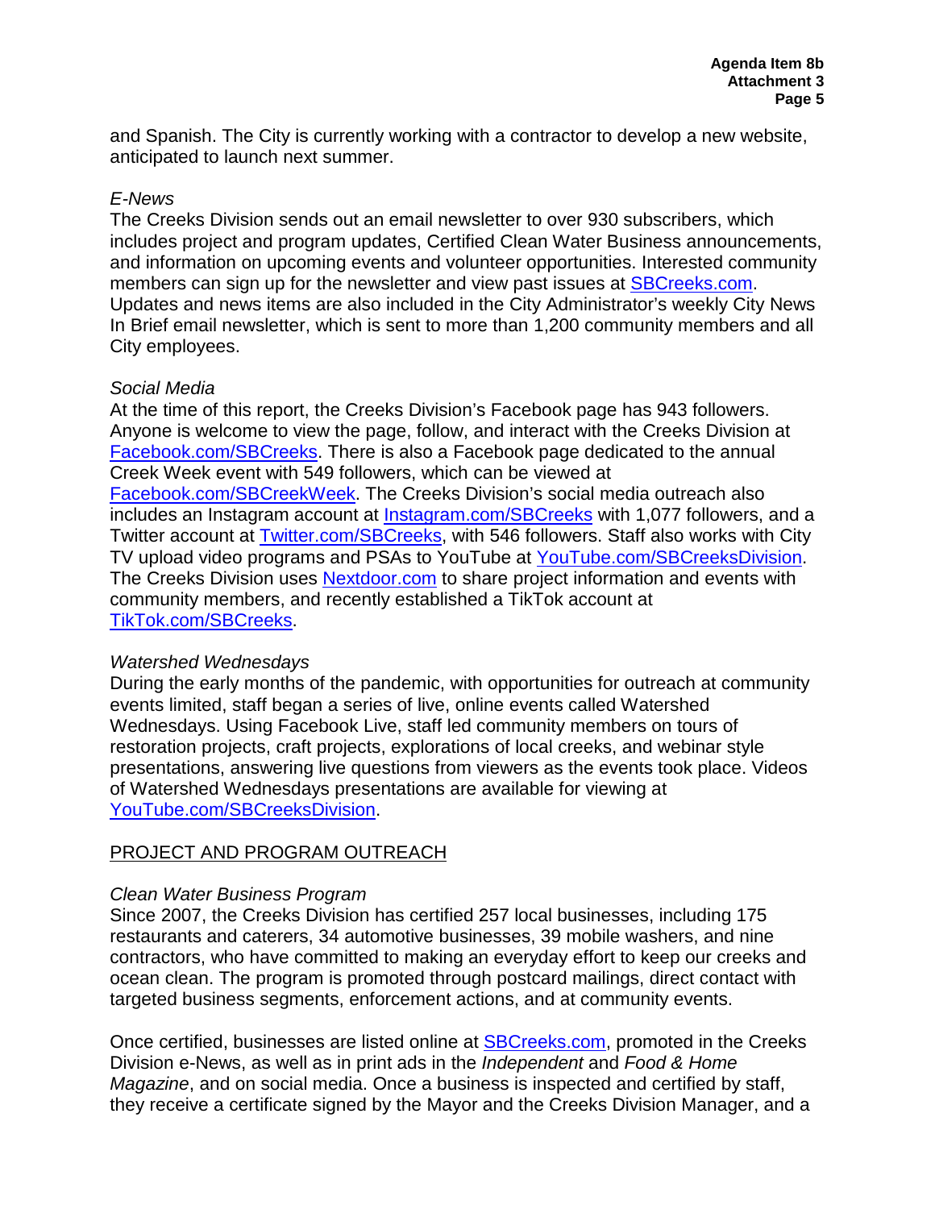and Spanish. The City is currently working with a contractor to develop a new website, anticipated to launch next summer.

*E-News*

The Creeks Division sends out an email newsletter to over 930 subscribers, which includes project and program updates, Certified Clean Water Business announcements, and information on upcoming events and volunteer opportunities. Interested community members can sign up for the newsletter and view past issues at SBCreeks.com. Updates and news items are also included in the City Administrator's weekly City News In Brief email newsletter, which is sent to more than 1,200 community members and all City employees.

*Social Media*

At the time of this report, the Creeks Division's Facebook page has 943 followers. Anyone is welcome to view the page, follow, and interact with the Creeks Division at Facebook.com/SBCreeks. There is also a Facebook page dedicated to the annual Creek Week event with 549 followers, which can be viewed at Facebook.com/SBCreekWeek. The Creeks Division's social media outreach also includes an Instagram account at Instagram.com/SBCreeks with 1,077 followers, and a Twitter account at Twitter.com/SBCreeks, with 546 followers. Staff also works with City TV upload video programs and PSAs to YouTube at YouTube.com/SBCreeksDivision. The Creeks Division uses Nextdoor.com to share project information and events with community members, and recently established a TikTok account at TikTok.com/SBCreeks.

*Watershed Wednesdays*

During the early months of the pandemic, with opportunities for outreach at community events limited, staff began a series of live, online events called Watershed Wednesdays. Using Facebook Live, staff led community members on tours of restoration projects, craft projects, explorations of local creeks, and webinar style presentations, answering live questions from viewers as the events took place. Videos of Watershed Wednesdays presentations are available for viewing at YouTube.com/SBCreeksDivision.

## PROJECT AND PROGRAM OUTREACH

*Clean Water Business Program*

Since 2007, the Creeks Division has certified 257 local businesses, including 175 restaurants and caterers, 34 automotive businesses, 39 mobile washers, and nine contractors, who have committed to making an everyday effort to keep our creeks and ocean clean. The program is promoted through postcard mailings, direct contact with targeted business segments, enforcement actions, and at community events.

Once certified, businesses are listed online at SBCreeks.com, promoted in the Creeks Division e-News, as well as in print ads in the *Independent* and *Food & Home Magazine*, and on social media. Once a business is inspected and certified by staff, they receive a certificate signed by the Mayor and the Creeks Division Manager, and a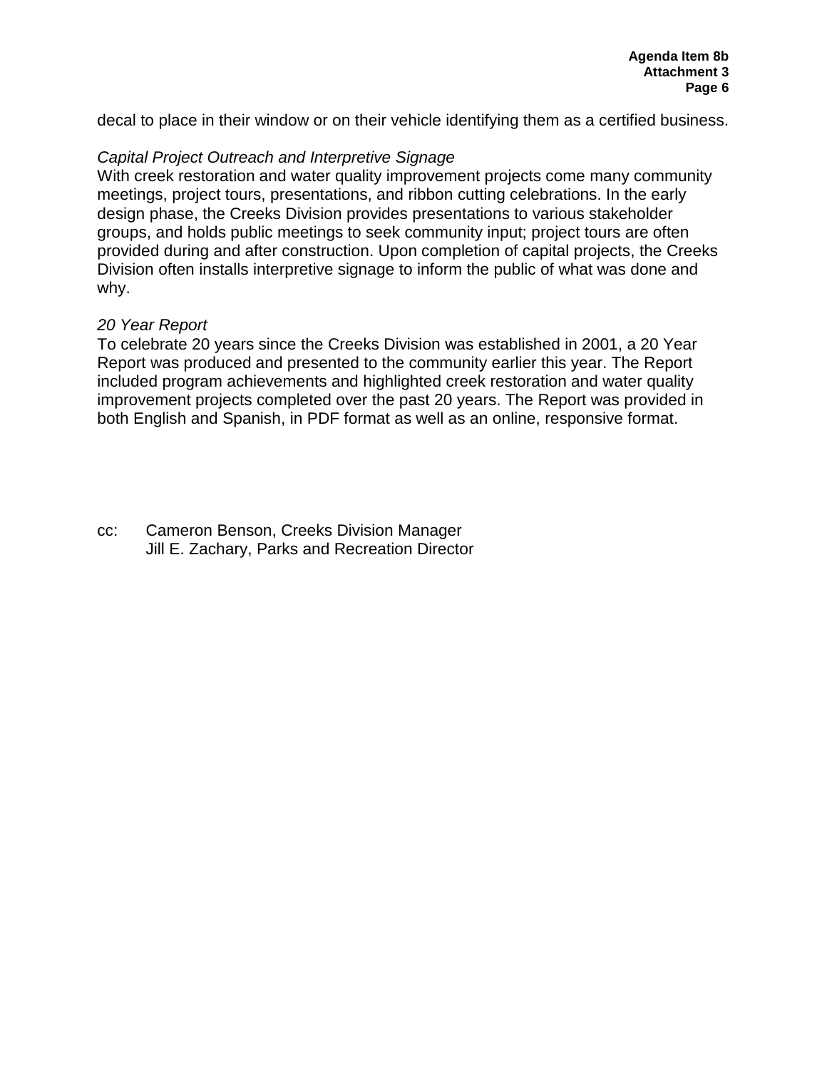decal to place in their window or on their vehicle identifying them as a certified business.

*Capital Project Outreach and Interpretive Signage*
With creek restoration and water quality improvement projects come many community meetings, project tours, presentations, and ribbon cutting celebrations. In the early design phase, the Creeks Division provides presentations to various stakeholder groups, and holds public meetings to seek community input; project tours are often provided during and after construction. Upon completion of capital projects, the Creeks Division often installs interpretive signage to inform the public of what was done and why.

*20 Year Report*
To celebrate 20 years since the Creeks Division was established in 2001, a 20 Year Report was produced and presented to the community earlier this year. The Report included program achievements and highlighted creek restoration and water quality improvement projects completed over the past 20 years. The Report was provided in both English and Spanish, in PDF format as well as an online, responsive format.

cc: Cameron Benson, Creeks Division Manager
Jill E. Zachary, Parks and Recreation Director